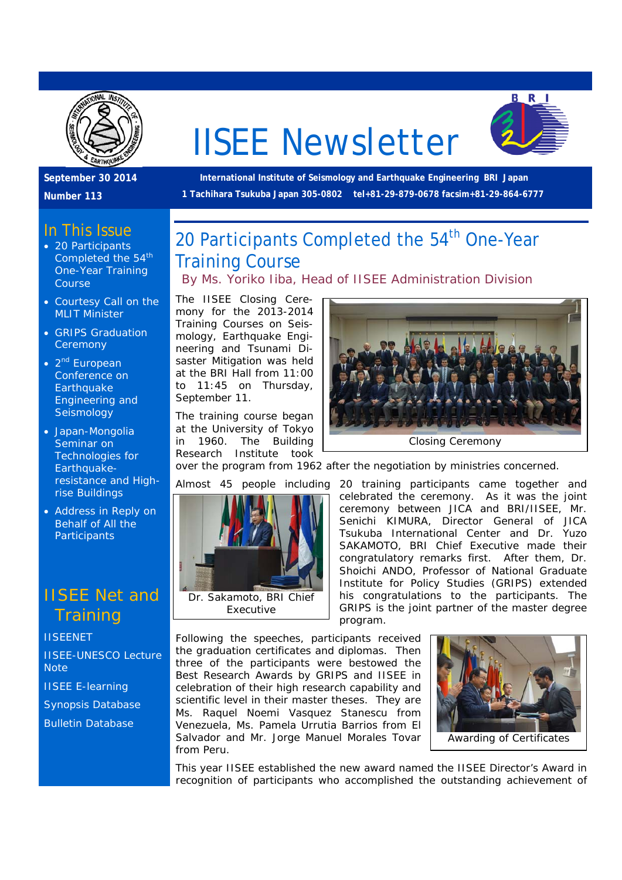# IISEE Newsletter

**September 30 2014**

**Number 113**

**International Institute of Seismology and Earthquake Engineering BRI Japan**

**1 Tachihara Tsukuba Japan 305-0802 tel+81-29-879-0678 facsim+81-29-864-6777**

## In This Issue

- 20 Participants Completed the 54th One-Year Training Course
- Courtesy Call on the MLIT Minister
- GRIPS Graduation Ceremony
- 2nd European Conference on Earthquake Engineering and Seismology
- Japan-Mongolia Seminar on Technologies for Earthquake-resistance and High-rise Buildings
- Address in Reply on Behalf of All the Participants

## IISEE Net and Training

IISEENET

IISEE-UNESCO Lecture Note

IISEE E-learning

Synopsis Database

Bulletin Database

## 20 Participants Completed the 54th One-Year Training Course

By Ms. Yoriko Iiba, Head of IISEE Administration Division

The IISEE Closing Ceremony for the 2013-2014 Training Courses on Seismology, Earthquake Engineering and Tsunami Disaster Mitigation was held at the BRI Hall from 11:00 to 11:45 on Thursday, September 11.

Closing Ceremony

The training course began at the University of Tokyo in 1960. The Building Research Institute took over the program from 1962 after the negotiation by ministries concerned.

Almost 45 people including 20 training participants came together and celebrated the ceremony. As it was the joint ceremony between JICA and BRI/IISEE, Mr. Senichi KIMURA, Director General of JICA Tsukuba International Center and Dr. Yuzo SAKAMOTO, BRI Chief Executive made their congratulatory remarks first. After them, Dr. Shoichi ANDO, Professor of National Graduate Institute for Policy Studies (GRIPS) extended his congratulations to the participants. The GRIPS is the joint partner of the master degree program.

Dr. Sakamoto, BRI Chief Executive

Following the speeches, participants received the graduation certificates and diplomas. Then three of the participants were bestowed the Best Research Awards by GRIPS and IISEE in celebration of their high research capability and scientific level in their master theses. They are Ms. Raquel Noemi Vasquez Stanescu from Venezuela, Ms. Pamela Urrutia Barrios from El Salvador and Mr. Jorge Manuel Morales Tovar from Peru.

Awarding of Certificates

This year IISEE established the new award named the IISEE Director's Award in recognition of participants who accomplished the outstanding achievement of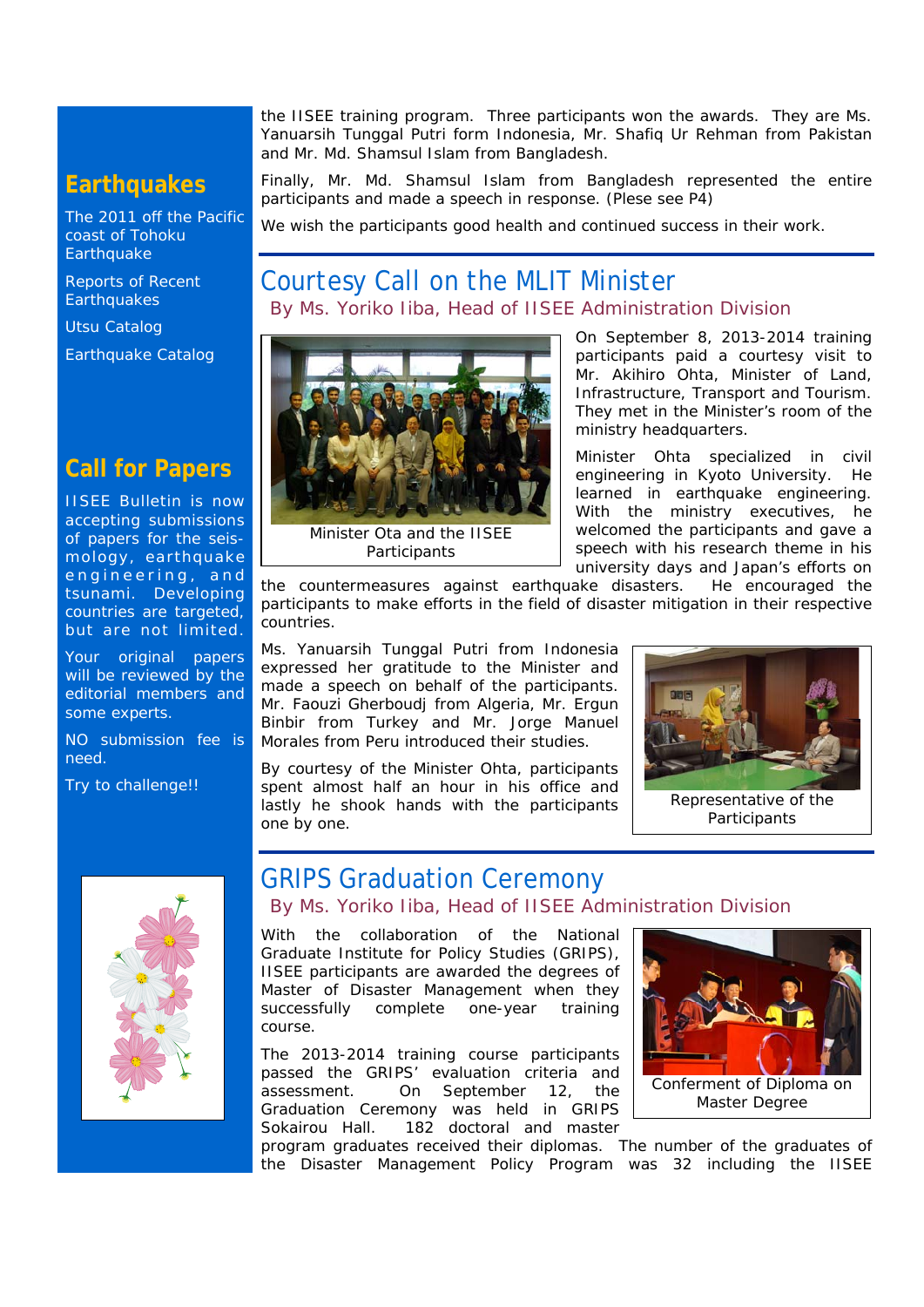## Earthquakes

The 2011 off the Pacific coast of Tohoku Earthquake

Reports of Recent Earthquakes

Utsu Catalog

Earthquake Catalog

## Call for Papers

IISEE Bulletin is now accepting submissions of papers for the seismology, earthquake engineering, and tsunami. Developing countries are targeted, but are not limited.

Your original papers will be reviewed by the editorial members and some experts.

NO submission fee is need.

Try to challenge!!

the IISEE training program. Three participants won the awards. They are Ms. Yanuarsih Tunggal Putri form Indonesia, Mr. Shafiq Ur Rehman from Pakistan and Mr. Md. Shamsul Islam from Bangladesh.

Finally, Mr. Md. Shamsul Islam from Bangladesh represented the entire participants and made a speech in response. (Plese see P4)

We wish the participants good health and continued success in their work.

# Courtesy Call on the MLIT Minister

### By Ms. Yoriko Iiba, Head of IISEE Administration Division

Minister Ota and the IISEE Participants

On September 8, 2013-2014 training participants paid a courtesy visit to Mr. Akihiro Ohta, Minister of Land, Infrastructure, Transport and Tourism. They met in the Minister's room of the ministry headquarters.

Minister Ohta specialized in civil engineering in Kyoto University. He learned in earthquake engineering. With the ministry executives, he welcomed the participants and gave a speech with his research theme in his university days and Japan's efforts on the countermeasures against earthquake disasters. He encouraged the participants to make efforts in the field of disaster mitigation in their respective countries.

Ms. Yanuarsih Tunggal Putri from Indonesia expressed her gratitude to the Minister and made a speech on behalf of the participants. Mr. Faouzi Gherboudj from Algeria, Mr. Ergun Binbir from Turkey and Mr. Jorge Manuel Morales from Peru introduced their studies.

By courtesy of the Minister Ohta, participants spent almost half an hour in his office and lastly he shook hands with the participants one by one.

Representative of the Participants

# GRIPS Graduation Ceremony

### By Ms. Yoriko Iiba, Head of IISEE Administration Division

With the collaboration of the National Graduate Institute for Policy Studies (GRIPS), IISEE participants are awarded the degrees of Master of Disaster Management when they successfully complete one-year training course.

Conferment of Diploma on Master Degree

The 2013-2014 training course participants passed the GRIPS' evaluation criteria and assessment. On September 12, the Graduation Ceremony was held in GRIPS Sokairou Hall. 182 doctoral and master program graduates received their diplomas. The number of the graduates of the Disaster Management Policy Program was 32 including the IISEE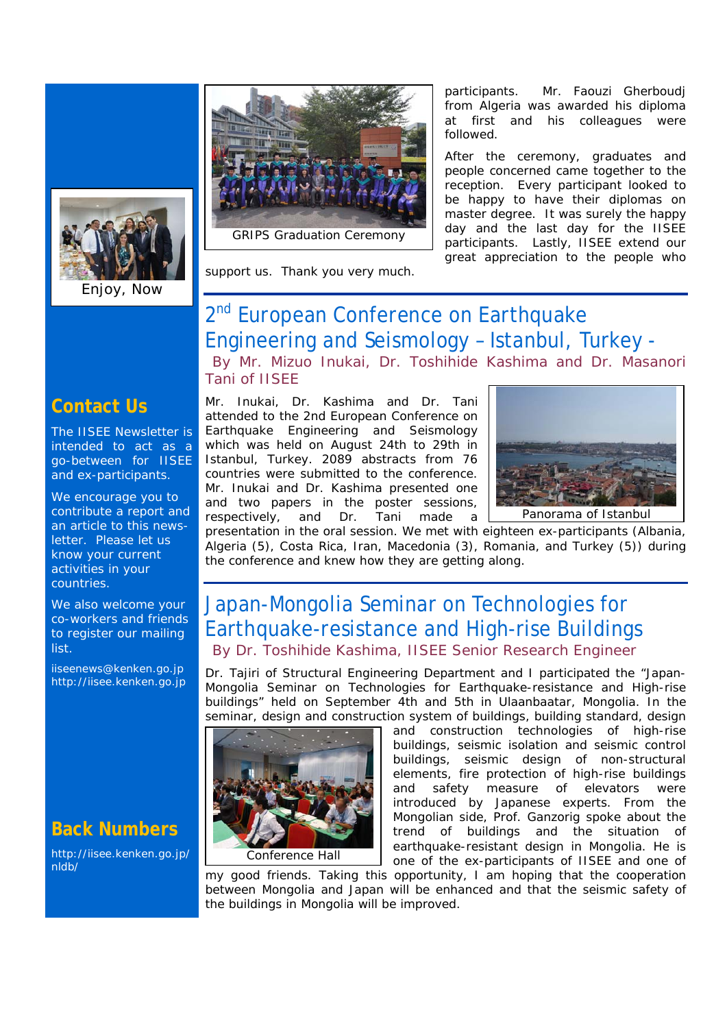Enjoy, Now

GRIPS Graduation Ceremony

participants. Mr. Faouzi Gherboudj from Algeria was awarded his diploma at first and his colleagues were followed.

After the ceremony, graduates and people concerned came together to the reception. Every participant looked to be happy to have their diplomas on master degree. It was surely the happy day and the last day for the IISEE participants. Lastly, IISEE extend our great appreciation to the people who support us. Thank you very much.

## 2nd European Conference on Earthquake Engineering and Seismology – Istanbul, Turkey -

By Mr. Mizuo Inukai, Dr. Toshihide Kashima and Dr. Masanori Tani of IISEE

Mr. Inukai, Dr. Kashima and Dr. Tani attended to the 2nd European Conference on Earthquake Engineering and Seismology which was held on August 24th to 29th in Istanbul, Turkey. 2089 abstracts from 76 countries were submitted to the conference. Mr. Inukai and Dr. Kashima presented one and two papers in the poster sessions, respectively, and Dr. Tani made a presentation in the oral session. We met with eighteen ex-participants (Albania, Algeria (5), Costa Rica, Iran, Macedonia (3), Romania, and Turkey (5)) during the conference and knew how they are getting along.

Panorama of Istanbul

## Japan-Mongolia Seminar on Technologies for Earthquake-resistance and High-rise Buildings

By Dr. Toshihide Kashima, IISEE Senior Research Engineer

Dr. Tajiri of Structural Engineering Department and I participated the "Japan-Mongolia Seminar on Technologies for Earthquake-resistance and High-rise buildings" held on September 4th and 5th in Ulaanbaatar, Mongolia. In the seminar, design and construction system of buildings, building standard, design and construction technologies of high-rise buildings, seismic isolation and seismic control buildings, seismic design of non-structural elements, fire protection of high-rise buildings and safety measure of elevators were introduced by Japanese experts. From the Mongolian side, Prof. Ganzorig spoke about the trend of buildings and the situation of earthquake-resistant design in Mongolia. He is one of the ex-participants of IISEE and one of my good friends. Taking this opportunity, I am hoping that the cooperation between Mongolia and Japan will be enhanced and that the seismic safety of the buildings in Mongolia will be improved.

Conference Hall

## Contact Us

The IISEE Newsletter is intended to act as a go-between for IISEE and ex-participants.

We encourage you to contribute a report and an article to this news-letter. Please let us know your current activities in your countries.

We also welcome your co-workers and friends to register our mailing list.

iiseenews@kenken.go.jp
http://iisee.kenken.go.jp

## Back Numbers

http://iisee.kenken.go.jp/nldb/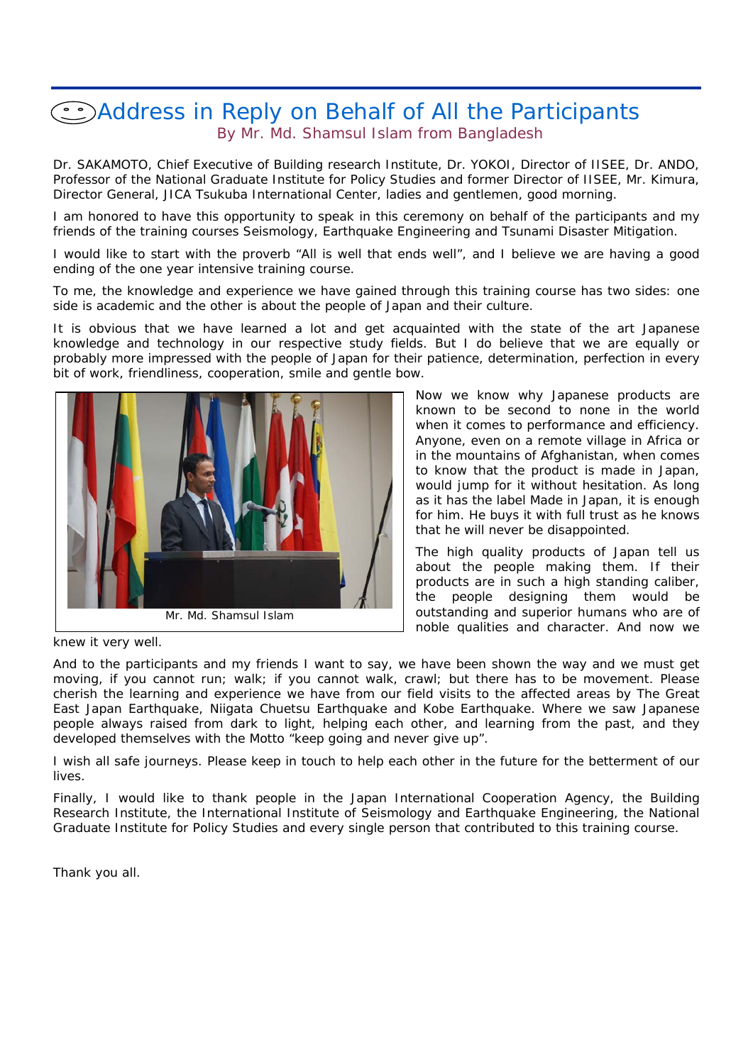## Address in Reply on Behalf of All the Participants

By Mr. Md. Shamsul Islam from Bangladesh

Dr. SAKAMOTO, Chief Executive of Building research Institute, Dr. YOKOI, Director of IISEE, Dr. ANDO, Professor of the National Graduate Institute for Policy Studies and former Director of IISEE, Mr. Kimura, Director General, JICA Tsukuba International Center, ladies and gentlemen, good morning.

I am honored to have this opportunity to speak in this ceremony on behalf of the participants and my friends of the training courses Seismology, Earthquake Engineering and Tsunami Disaster Mitigation.

I would like to start with the proverb "All is well that ends well", and I believe we are having a good ending of the one year intensive training course.

To me, the knowledge and experience we have gained through this training course has two sides: one side is academic and the other is about the people of Japan and their culture.

It is obvious that we have learned a lot and get acquainted with the state of the art Japanese knowledge and technology in our respective study fields. But I do believe that we are equally or probably more impressed with the people of Japan for their patience, determination, perfection in every bit of work, friendliness, cooperation, smile and gentle bow.

Mr. Md. Shamsul Islam

Now we know why Japanese products are known to be second to none in the world when it comes to performance and efficiency. Anyone, even on a remote village in Africa or in the mountains of Afghanistan, when comes to know that the product is made in Japan, would jump for it without hesitation. As long as it has the label Made in Japan, it is enough for him. He buys it with full trust as he knows that he will never be disappointed.

The high quality products of Japan tell us about the people making them. If their products are in such a high standing caliber, the people designing them would be outstanding and superior humans who are of noble qualities and character. And now we knew it very well.

And to the participants and my friends I want to say, we have been shown the way and we must get moving, if you cannot run; walk; if you cannot walk, crawl; but there has to be movement. Please cherish the learning and experience we have from our field visits to the affected areas by The Great East Japan Earthquake, Niigata Chuetsu Earthquake and Kobe Earthquake. Where we saw Japanese people always raised from dark to light, helping each other, and learning from the past, and they developed themselves with the Motto "keep going and never give up".

I wish all safe journeys. Please keep in touch to help each other in the future for the betterment of our lives.

Finally, I would like to thank people in the Japan International Cooperation Agency, the Building Research Institute, the International Institute of Seismology and Earthquake Engineering, the National Graduate Institute for Policy Studies and every single person that contributed to this training course.

Thank you all.